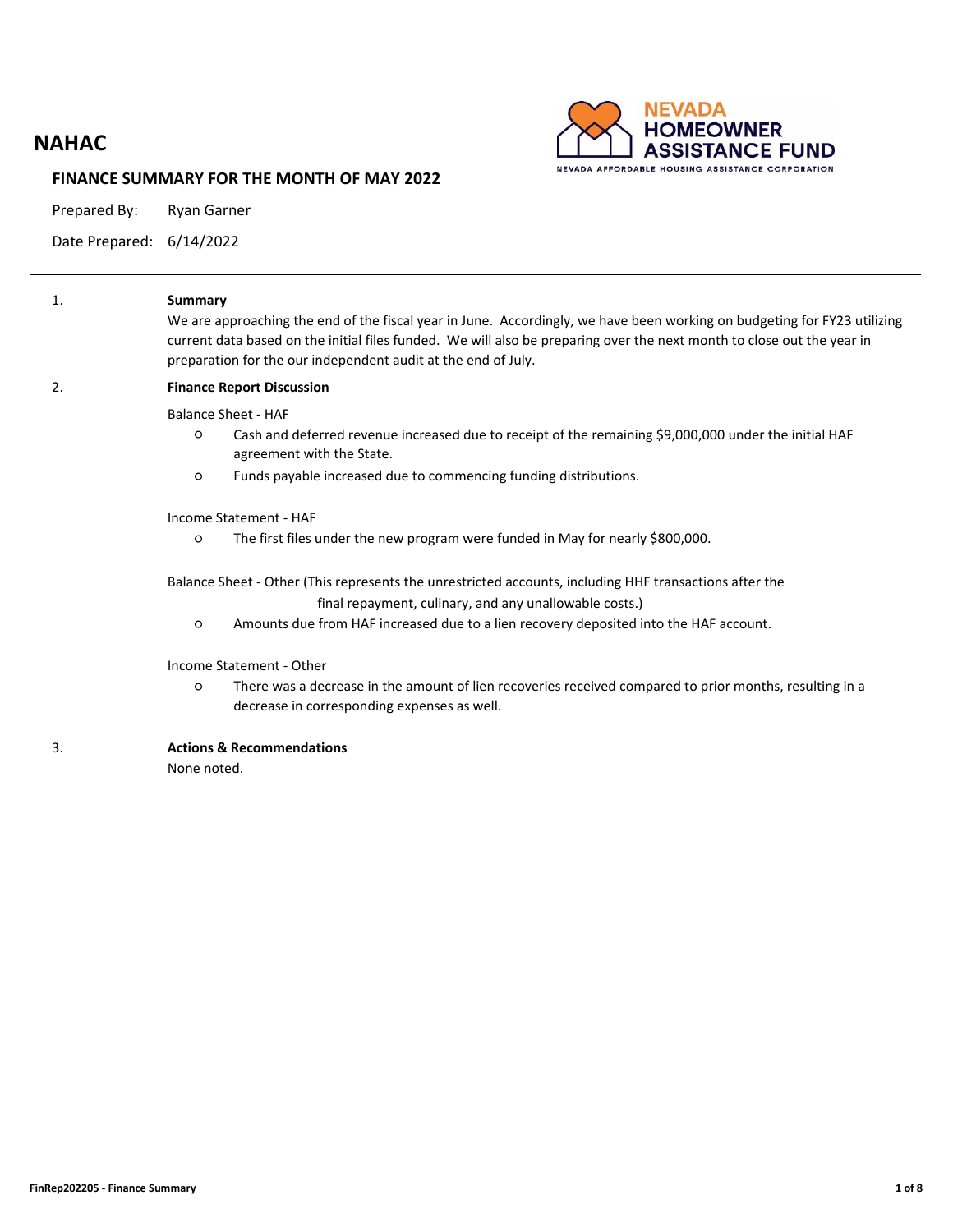# NAHAC

## FINANCE SUMMARY FOR THE MONTH OF MAY 2022

Prepared By: Ryan Garner

Date Prepared: 6/14/2022

---

1. **Summary**

   We are approaching the end of the fiscal year in June. Accordingly, we have been working on budgeting for FY23 utilizing current data based on the initial files funded. We will also be preparing over the next month to close out the year in preparation for the our independent audit at the end of July.

2. **Finance Report Discussion**

   Balance Sheet - HAF

   - Cash and deferred revenue increased due to receipt of the remaining $9,000,000 under the initial HAF agreement with the State.
   - Funds payable increased due to commencing funding distributions.

   Income Statement - HAF

   - The first files under the new program were funded in May for nearly $800,000.

   Balance Sheet - Other (This represents the unrestricted accounts, including HHF transactions after the final repayment, culinary, and any unallowable costs.)

   - Amounts due from HAF increased due to a lien recovery deposited into the HAF account.

   Income Statement - Other

   - There was a decrease in the amount of lien recoveries received compared to prior months, resulting in a decrease in corresponding expenses as well.

3. **Actions & Recommendations**

   None noted.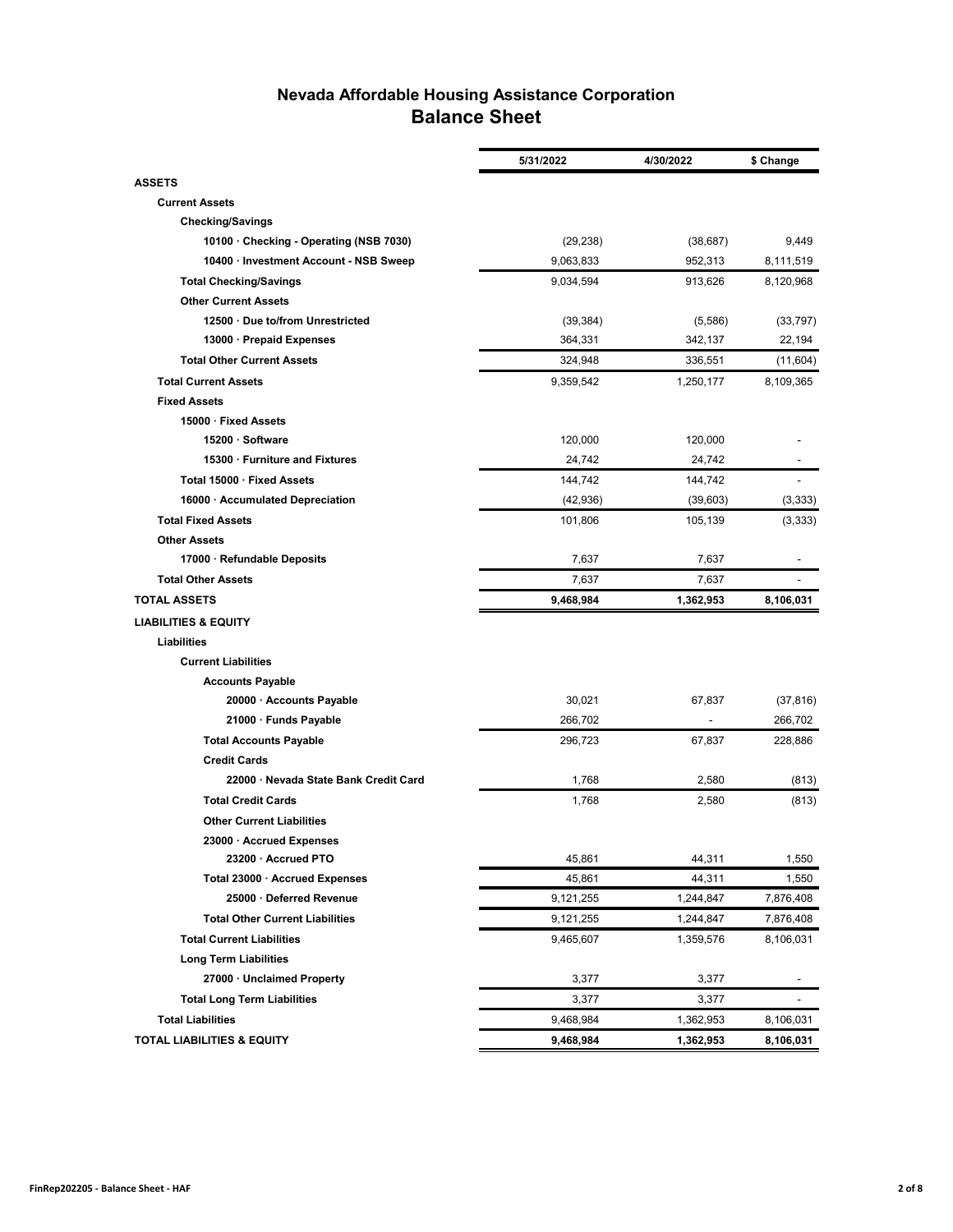# Nevada Affordable Housing Assistance Corporation
## Balance Sheet

| | 5/31/2022 | 4/30/2022 | $ Change |
|---|---|---|---|
| **ASSETS** | | | |
| **Current Assets** | | | |
| **Checking/Savings** | | | |
| **10100 · Checking - Operating (NSB 7030)** | (29,238) | (38,687) | 9,449 |
| **10400 · Investment Account - NSB Sweep** | 9,063,833 | 952,313 | 8,111,519 |
| **Total Checking/Savings** | 9,034,594 | 913,626 | 8,120,968 |
| **Other Current Assets** | | | |
| **12500 · Due to/from Unrestricted** | (39,384) | (5,586) | (33,797) |
| **13000 · Prepaid Expenses** | 364,331 | 342,137 | 22,194 |
| **Total Other Current Assets** | 324,948 | 336,551 | (11,604) |
| **Total Current Assets** | 9,359,542 | 1,250,177 | 8,109,365 |
| **Fixed Assets** | | | |
| **15000 · Fixed Assets** | | | |
| **15200 · Software** | 120,000 | 120,000 | - |
| **15300 · Furniture and Fixtures** | 24,742 | 24,742 | - |
| **Total 15000 · Fixed Assets** | 144,742 | 144,742 | - |
| **16000 · Accumulated Depreciation** | (42,936) | (39,603) | (3,333) |
| **Total Fixed Assets** | 101,806 | 105,139 | (3,333) |
| **Other Assets** | | | |
| **17000 · Refundable Deposits** | 7,637 | 7,637 | - |
| **Total Other Assets** | 7,637 | 7,637 | - |
| **TOTAL ASSETS** | **9,468,984** | **1,362,953** | **8,106,031** |
| **LIABILITIES & EQUITY** | | | |
| **Liabilities** | | | |
| **Current Liabilities** | | | |
| **Accounts Payable** | | | |
| **20000 · Accounts Payable** | 30,021 | 67,837 | (37,816) |
| **21000 · Funds Payable** | 266,702 | - | 266,702 |
| **Total Accounts Payable** | 296,723 | 67,837 | 228,886 |
| **Credit Cards** | | | |
| **22000 · Nevada State Bank Credit Card** | 1,768 | 2,580 | (813) |
| **Total Credit Cards** | 1,768 | 2,580 | (813) |
| **Other Current Liabilities** | | | |
| **23000 · Accrued Expenses** | | | |
| **23200 · Accrued PTO** | 45,861 | 44,311 | 1,550 |
| **Total 23000 · Accrued Expenses** | 45,861 | 44,311 | 1,550 |
| **25000 · Deferred Revenue** | 9,121,255 | 1,244,847 | 7,876,408 |
| **Total Other Current Liabilities** | 9,121,255 | 1,244,847 | 7,876,408 |
| **Total Current Liabilities** | 9,465,607 | 1,359,576 | 8,106,031 |
| **Long Term Liabilities** | | | |
| **27000 · Unclaimed Property** | 3,377 | 3,377 | - |
| **Total Long Term Liabilities** | 3,377 | 3,377 | - |
| **Total Liabilities** | 9,468,984 | 1,362,953 | 8,106,031 |
| **TOTAL LIABILITIES & EQUITY** | **9,468,984** | **1,362,953** | **8,106,031** |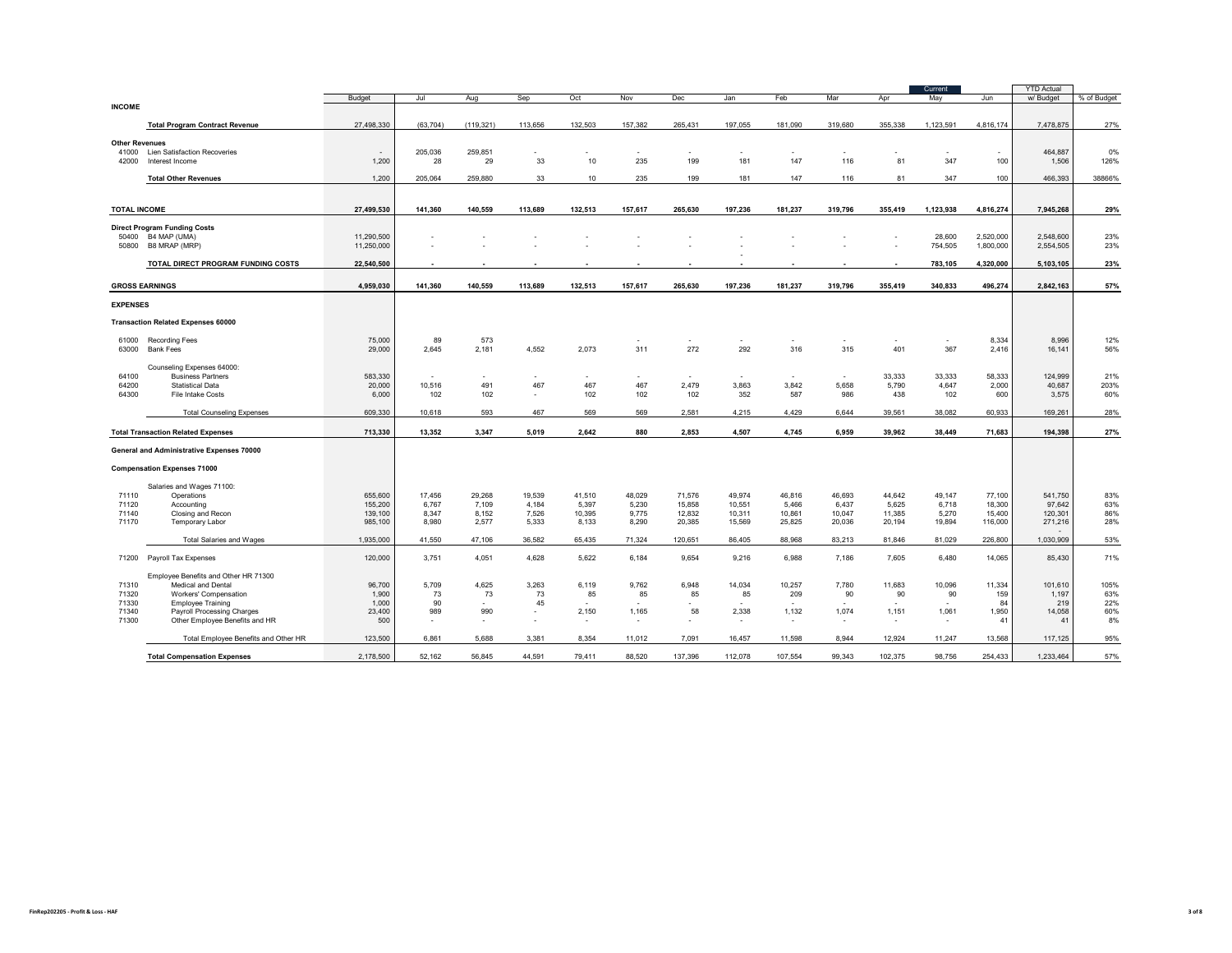| | | Budget | Jul | Aug | Sep | Oct | Nov | Dec | Jan | Feb | Mar | Apr | Current May | Jun | YTD Actual w/ Budget | % of Budget |
|---|---|---|---|---|---|---|---|---|---|---|---|---|---|---|---|---|
| **INCOME** | | | | | | | | | | | | | | | | |
| | **Total Program Contract Revenue** | 27,498,330 | (63,704) | (119,321) | 113,656 | 132,503 | 157,382 | 265,431 | 197,055 | 181,090 | 319,680 | 355,338 | 1,123,591 | 4,816,174 | 7,478,875 | 27% |
| **Other Revenues** | | | | | | | | | | | | | | | | |
| 41000 | Lien Satisfaction Recoveries | - | 205,036 | 259,851 | - | - | - | - | - | - | - | - | - | - | 464,887 | 0% |
| 42000 | Interest Income | 1,200 | 28 | 29 | 33 | 10 | 235 | 199 | 181 | 147 | 116 | 81 | 347 | 100 | 1,506 | 126% |
| | **Total Other Revenues** | 1,200 | 205,064 | 259,880 | 33 | 10 | 235 | 199 | 181 | 147 | 116 | 81 | 347 | 100 | 466,393 | 38866% |
| **TOTAL INCOME** | | **27,499,530** | **141,360** | **140,559** | **113,689** | **132,513** | **157,617** | **265,630** | **197,236** | **181,237** | **319,796** | **355,419** | **1,123,938** | **4,816,274** | **7,945,268** | **29%** |
| **Direct Program Funding Costs** | | | | | | | | | | | | | | | | |
| 50400 | B4 MAP (UMA) | 11,290,500 | - | - | - | - | - | - | - | - | - | - | 28,600 | 2,520,000 | 2,548,600 | 23% |
| 50800 | B8 MRAP (MRP) | 11,250,000 | - | - | - | - | - | - | - | - | - | - | 754,505 | 1,800,000 | 2,554,505 | 23% |
| | **TOTAL DIRECT PROGRAM FUNDING COSTS** | **22,540,500** | **-** | **-** | **-** | **-** | **-** | **-** | **-** | **-** | **-** | **-** | **783,105** | **4,320,000** | **5,103,105** | **23%** |
| **GROSS EARNINGS** | | **4,959,030** | **141,360** | **140,559** | **113,689** | **132,513** | **157,617** | **265,630** | **197,236** | **181,237** | **319,796** | **355,419** | **340,833** | **496,274** | **2,842,163** | **57%** |
| **EXPENSES** | | | | | | | | | | | | | | | | |
| **Transaction Related Expenses 60000** | | | | | | | | | | | | | | | | |
| 61000 | Recording Fees | 75,000 | 89 | 573 | | | - | - | - | - | - | - | - | 8,334 | 8,996 | 12% |
| 63000 | Bank Fees | 29,000 | 2,645 | 2,181 | 4,552 | 2,073 | 311 | 272 | 292 | 316 | 315 | 401 | 367 | 2,416 | 16,141 | 56% |
| | Counseling Expenses 64000: | | | | | | | | | | | | | | | |
| 64100 | Business Partners | 583,330 | - | - | - | - | - | - | - | - | - | 33,333 | 33,333 | 58,333 | 124,999 | 21% |
| 64200 | Statistical Data | 20,000 | 10,516 | 491 | 467 | 467 | 467 | 2,479 | 3,863 | 3,842 | 5,658 | 5,790 | 4,647 | 2,000 | 40,687 | 203% |
| 64300 | File Intake Costs | 6,000 | 102 | 102 | - | 102 | 102 | 102 | 352 | 587 | 986 | 438 | 102 | 600 | 3,575 | 60% |
| | Total Counseling Expenses | 609,330 | 10,618 | 593 | 467 | 569 | 569 | 2,581 | 4,215 | 4,429 | 6,644 | 39,561 | 38,082 | 60,933 | 169,261 | 28% |
| | **Total Transaction Related Expenses** | **713,330** | **13,352** | **3,347** | **5,019** | **2,642** | **880** | **2,853** | **4,507** | **4,745** | **6,959** | **39,962** | **38,449** | **71,683** | **194,398** | **27%** |
| **General and Administrative Expenses 70000** | | | | | | | | | | | | | | | | |
| **Compensation Expenses 71000** | | | | | | | | | | | | | | | | |
| | Salaries and Wages 71100: | | | | | | | | | | | | | | | |
| 71110 | Operations | 655,600 | 17,456 | 29,268 | 19,539 | 41,510 | 48,029 | 71,576 | 49,974 | 46,816 | 46,693 | 44,642 | 49,147 | 77,100 | 541,750 | 83% |
| 71120 | Accounting | 155,200 | 6,767 | 7,109 | 4,184 | 5,397 | 5,230 | 15,858 | 10,551 | 5,466 | 6,437 | 5,625 | 6,718 | 18,300 | 97,642 | 63% |
| 71140 | Closing and Recon | 139,100 | 8,347 | 8,152 | 7,526 | 10,395 | 9,775 | 12,832 | 10,311 | 10,861 | 10,047 | 11,385 | 5,270 | 15,400 | 120,301 | 86% |
| 71170 | Temporary Labor | 985,100 | 8,980 | 2,577 | 5,333 | 8,133 | 8,290 | 20,385 | 15,569 | 25,825 | 20,036 | 20,194 | 19,894 | 116,000 | 271,216 | 28% |
| | Total Salaries and Wages | 1,935,000 | 41,550 | 47,106 | 36,582 | 65,435 | 71,324 | 120,651 | 86,405 | 88,968 | 83,213 | 81,846 | 81,029 | 226,800 | 1,030,909 | 53% |
| 71200 | Payroll Tax Expenses | 120,000 | 3,751 | 4,051 | 4,628 | 5,622 | 6,184 | 9,654 | 9,216 | 6,988 | 7,186 | 7,605 | 6,480 | 14,065 | 85,430 | 71% |
| | Employee Benefits and Other HR 71300 | | | | | | | | | | | | | | | |
| 71310 | Medical and Dental | 96,700 | 5,709 | 4,625 | 3,263 | 6,119 | 9,762 | 6,948 | 14,034 | 10,257 | 7,780 | 11,683 | 10,096 | 11,334 | 101,610 | 105% |
| 71320 | Workers' Compensation | 1,900 | 73 | 73 | 73 | 85 | 85 | 85 | 85 | 209 | 90 | 90 | 90 | 159 | 1,197 | 63% |
| 71330 | Employee Training | 1,000 | 90 | - | 45 | - | - | - | - | - | - | - | - | 84 | 219 | 22% |
| 71340 | Payroll Processing Charges | 23,400 | 989 | 990 | - | 2,150 | 1,165 | 58 | 2,338 | 1,132 | 1,074 | 1,151 | 1,061 | 1,950 | 14,058 | 60% |
| 71300 | Other Employee Benefits and HR | 500 | - | - | - | - | - | - | - | - | - | - | - | 41 | 41 | 8% |
| | Total Employee Benefits and Other HR | 123,500 | 6,861 | 5,688 | 3,381 | 8,354 | 11,012 | 7,091 | 16,457 | 11,598 | 8,944 | 12,924 | 11,247 | 13,568 | 117,125 | 95% |
| | **Total Compensation Expenses** | 2,178,500 | 52,162 | 56,845 | 44,591 | 79,411 | 88,520 | 137,396 | 112,078 | 107,554 | 99,343 | 102,375 | 98,756 | 254,433 | 1,233,464 | 57% |

FinRep202205 - Profit & Loss - HAF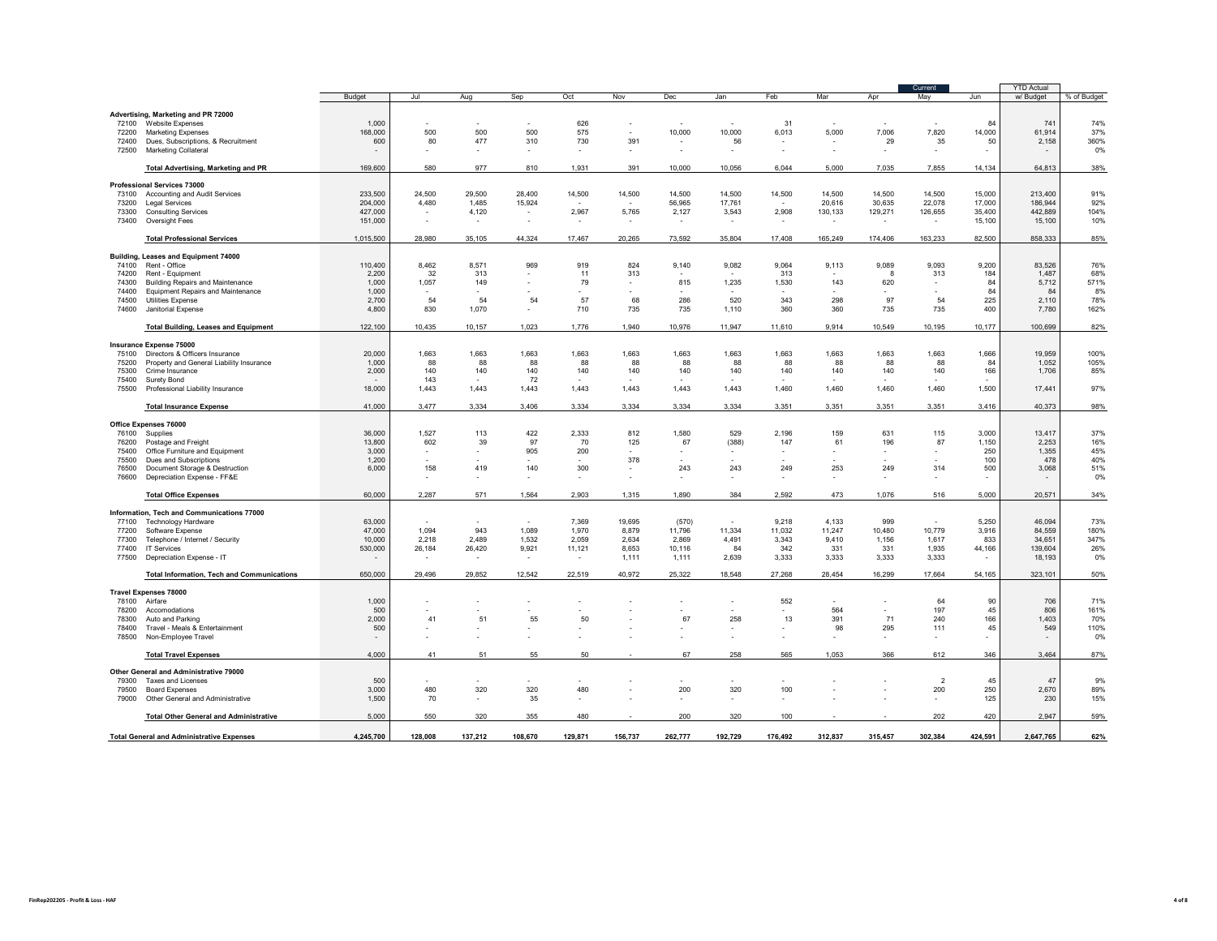| | Budget | Jul | Aug | Sep | Oct | Nov | Dec | Jan | Feb | Mar | Apr | Current May | Jun | YTD Actual w/ Budget | % of Budget |
|---|---|---|---|---|---|---|---|---|---|---|---|---|---|---|---|
| **Advertising, Marketing and PR 72000** | | | | | | | | | | | | | | | |
| 72100 Website Expenses | 1,000 | - | - | - | 626 | - | - | - | 31 | - | - | - | 84 | 741 | 74% |
| 72200 Marketing Expenses | 168,000 | 500 | 500 | 500 | 575 | - | 10,000 | 10,000 | 6,013 | 5,000 | 7,006 | 7,820 | 14,000 | 61,914 | 37% |
| 72400 Dues, Subscriptions, & Recruitment | 600 | 80 | 477 | 310 | 730 | 391 | - | 56 | - | - | 29 | 35 | 50 | 2,158 | 360% |
| 72500 Marketing Collateral | - | - | - | - | - | - | - | - | - | - | - | - | - | - | 0% |
| **Total Advertising, Marketing and PR** | 169,600 | 580 | 977 | 810 | 1,931 | 391 | 10,000 | 10,056 | 6,044 | 5,000 | 7,035 | 7,855 | 14,134 | 64,813 | 38% |
| **Professional Services 73000** | | | | | | | | | | | | | | | |
| 73100 Accounting and Audit Services | 233,500 | 24,500 | 29,500 | 28,400 | 14,500 | 14,500 | 14,500 | 14,500 | 14,500 | 14,500 | 14,500 | 14,500 | 15,000 | 213,400 | 91% |
| 73200 Legal Services | 204,000 | 4,480 | 1,485 | 15,924 | - | - | 56,965 | 17,761 | - | 20,616 | 30,635 | 22,078 | 17,000 | 186,944 | 92% |
| 73300 Consulting Services | 427,000 | - | 4,120 | - | 2,967 | 5,765 | 2,127 | 3,543 | 2,908 | 130,133 | 129,271 | 126,655 | 35,400 | 442,889 | 104% |
| 73400 Oversight Fees | 151,000 | - | - | - | - | - | - | - | - | - | - | - | 15,100 | 15,100 | 10% |
| **Total Professional Services** | 1,015,500 | 28,980 | 35,105 | 44,324 | 17,467 | 20,265 | 73,592 | 35,804 | 17,408 | 165,249 | 174,406 | 163,233 | 82,500 | 858,333 | 85% |
| **Building, Leases and Equipment 74000** | | | | | | | | | | | | | | | |
| 74100 Rent - Office | 110,400 | 8,462 | 8,571 | 969 | 919 | 824 | 9,140 | 9,082 | 9,064 | 9,113 | 9,089 | 9,093 | 9,200 | 83,526 | 76% |
| 74200 Rent - Equipment | 2,200 | 32 | 313 | - | 11 | 313 | - | - | 313 | - | 8 | 313 | 184 | 1,487 | 68% |
| 74300 Building Repairs and Maintenance | 1,000 | 1,057 | 149 | - | 79 | - | 815 | 1,235 | 1,530 | 143 | 620 | - | 84 | 5,712 | 571% |
| 74400 Equipment Repairs and Maintenance | 1,000 | - | - | - | - | - | - | - | - | - | - | - | 84 | 84 | 8% |
| 74500 Utilities Expense | 2,700 | 54 | 54 | 54 | 57 | 68 | 286 | 520 | 343 | 298 | 97 | 54 | 225 | 2,110 | 78% |
| 74600 Janitorial Expense | 4,800 | 830 | 1,070 | - | 710 | 735 | 735 | 1,110 | 360 | 360 | 735 | 735 | 400 | 7,780 | 162% |
| **Total Building, Leases and Equipment** | 122,100 | 10,435 | 10,157 | 1,023 | 1,776 | 1,940 | 10,976 | 11,947 | 11,610 | 9,914 | 10,549 | 10,195 | 10,177 | 100,699 | 82% |
| **Insurance Expense 75000** | | | | | | | | | | | | | | | |
| 75100 Directors & Officers Insurance | 20,000 | 1,663 | 1,663 | 1,663 | 1,663 | 1,663 | 1,663 | 1,663 | 1,663 | 1,663 | 1,663 | 1,663 | 1,666 | 19,959 | 100% |
| 75200 Property and General Liability Insurance | 1,000 | 88 | 88 | 88 | 88 | 88 | 88 | 88 | 88 | 88 | 88 | 88 | 84 | 1,052 | 105% |
| 75300 Crime Insurance | 2,000 | 140 | 140 | 140 | 140 | 140 | 140 | 140 | 140 | 140 | 140 | 140 | 166 | 1,706 | 85% |
| 75400 Surety Bond | - | 143 | - | 72 | - | - | - | - | - | - | - | - | - | | |
| 75500 Professional Liability Insurance | 18,000 | 1,443 | 1,443 | 1,443 | 1,443 | 1,443 | 1,443 | 1,443 | 1,460 | 1,460 | 1,460 | 1,460 | 1,500 | 17,441 | 97% |
| **Total Insurance Expense** | 41,000 | 3,477 | 3,334 | 3,406 | 3,334 | 3,334 | 3,334 | 3,334 | 3,351 | 3,351 | 3,351 | 3,351 | 3,416 | 40,373 | 98% |
| **Office Expenses 76000** | | | | | | | | | | | | | | | |
| 76100 Supplies | 36,000 | 1,527 | 113 | 422 | 2,333 | 812 | 1,580 | 529 | 2,196 | 159 | 631 | 115 | 3,000 | 13,417 | 37% |
| 76200 Postage and Freight | 13,800 | 602 | 39 | 97 | 70 | 125 | 67 | (388) | 147 | 61 | 196 | 87 | 1,150 | 2,253 | 16% |
| 75400 Office Furniture and Equipment | 3,000 | - | - | 905 | 200 | - | - | - | - | - | - | - | 250 | 1,355 | 45% |
| 75500 Dues and Subscriptions | 1,200 | - | - | - | - | 378 | - | - | - | - | - | - | 100 | 478 | 40% |
| 76500 Document Storage & Destruction | 6,000 | 158 | 419 | 140 | 300 | - | 243 | 243 | 249 | 253 | 249 | 314 | 500 | 3,068 | 51% |
| 76600 Depreciation Expense - FF&E | | - | - | - | - | - | - | - | - | - | - | - | - | - | 0% |
| **Total Office Expenses** | 60,000 | 2,287 | 571 | 1,564 | 2,903 | 1,315 | 1,890 | 384 | 2,592 | 473 | 1,076 | 516 | 5,000 | 20,571 | 34% |
| **Information, Tech and Communications 77000** | | | | | | | | | | | | | | | |
| 77100 Technology Hardware | 63,000 | - | - | - | 7,369 | 19,695 | (570) | - | 9,218 | 4,133 | 999 | - | 5,250 | 46,094 | 73% |
| 77200 Software Expense | 47,000 | 1,094 | 943 | 1,089 | 1,970 | 8,879 | 11,796 | 11,334 | 11,032 | 11,247 | 10,480 | 10,779 | 3,916 | 84,559 | 180% |
| 77300 Telephone / Internet / Security | 10,000 | 2,218 | 2,489 | 1,532 | 2,059 | 2,634 | 2,869 | 4,491 | 3,343 | 9,410 | 1,156 | 1,617 | 833 | 34,651 | 347% |
| 77400 IT Services | 530,000 | 26,184 | 26,420 | 9,921 | 11,121 | 8,653 | 10,116 | 84 | 342 | 331 | 331 | 1,935 | 44,166 | 139,604 | 26% |
| 77500 Depreciation Expense - IT | - | - | - | - | - | 1,111 | 1,111 | 2,639 | 3,333 | 3,333 | 3,333 | 3,333 | - | 18,193 | 0% |
| **Total Information, Tech and Communications** | 650,000 | 29,496 | 29,852 | 12,542 | 22,519 | 40,972 | 25,322 | 18,548 | 27,268 | 28,454 | 16,299 | 17,664 | 54,165 | 323,101 | 50% |
| **Travel Expenses 78000** | | | | | | | | | | | | | | | |
| 78100 Airfare | 1,000 | - | - | - | - | - | - | - | 552 | - | - | 64 | 90 | 706 | 71% |
| 78200 Accomodations | 500 | - | - | - | - | - | - | - | - | 564 | - | 197 | 45 | 806 | 161% |
| 78300 Auto and Parking | 2,000 | 41 | 51 | 55 | 50 | - | 67 | 258 | 13 | 391 | 71 | 240 | 166 | 1,403 | 70% |
| 78400 Travel - Meals & Entertainment | 500 | - | - | - | - | - | - | - | - | 98 | 295 | 111 | 45 | 549 | 110% |
| 78500 Non-Employee Travel | - | - | - | - | - | - | - | - | - | - | - | - | - | - | 0% |
| **Total Travel Expenses** | 4,000 | 41 | 51 | 55 | 50 | - | 67 | 258 | 565 | 1,053 | 366 | 612 | 346 | 3,464 | 87% |
| **Other General and Administrative 79000** | | | | | | | | | | | | | | | |
| 79300 Taxes and Licenses | 500 | - | - | - | - | - | - | - | - | - | - | 2 | 45 | 47 | 9% |
| 79500 Board Expenses | 3,000 | 480 | 320 | 320 | 480 | - | 200 | 320 | 100 | - | - | 200 | 250 | 2,670 | 89% |
| 79000 Other General and Administrative | 1,500 | 70 | - | 35 | - | - | - | - | - | - | - | - | 125 | 230 | 15% |
| **Total Other General and Administrative** | 5,000 | 550 | 320 | 355 | 480 | - | 200 | 320 | 100 | - | - | 202 | 420 | 2,947 | 59% |
| **Total General and Administrative Expenses** | **4,245,700** | **128,008** | **137,212** | **108,670** | **129,871** | **156,737** | **262,777** | **192,729** | **176,492** | **312,837** | **315,457** | **302,384** | **424,591** | **2,647,765** | **62%** |

FinRep202205 - Profit & Loss - HAF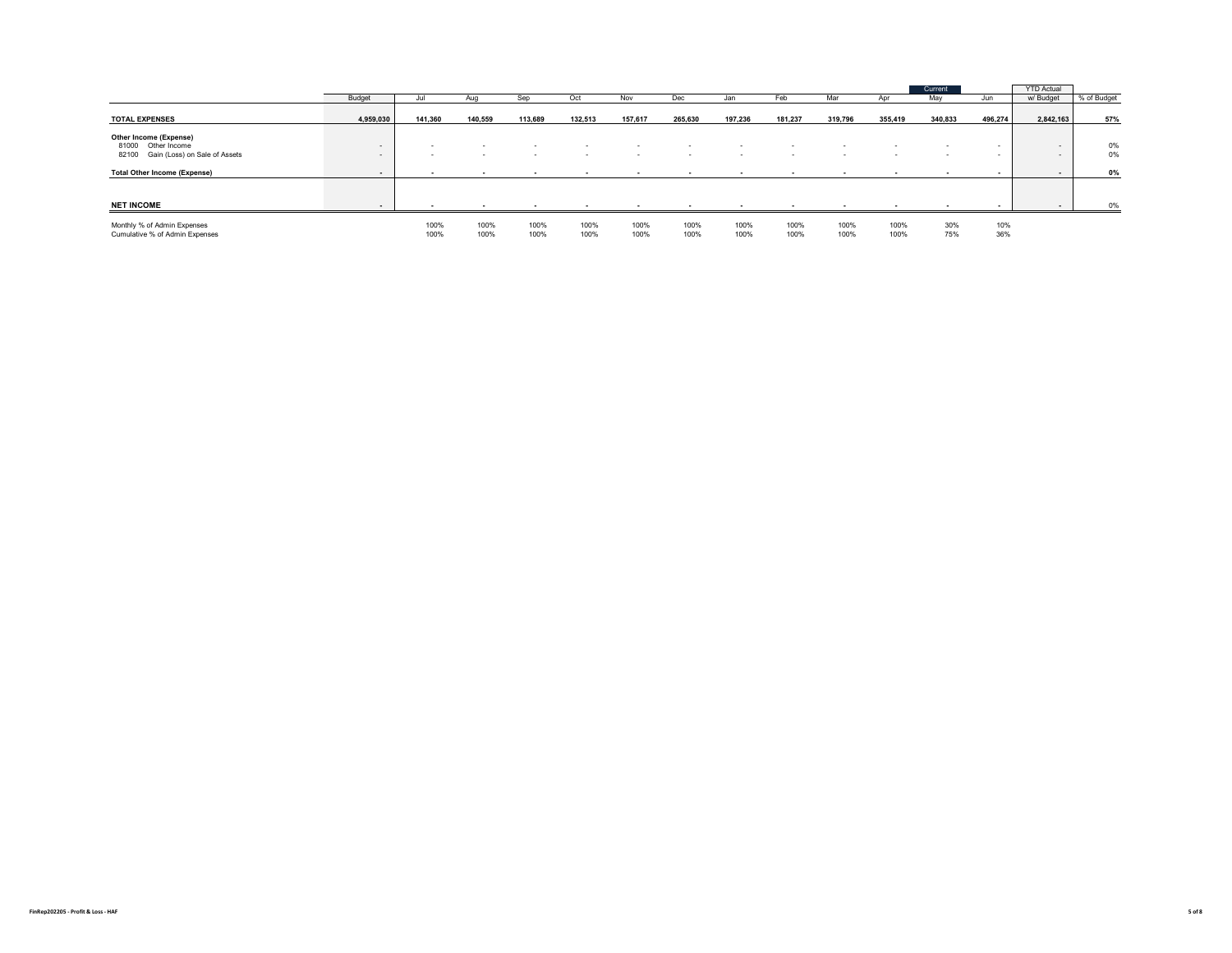| | Budget | Jul | Aug | Sep | Oct | Nov | Dec | Jan | Feb | Mar | Apr | Current May | Jun | YTD Actual w/ Budget | % of Budget |
|---|---|---|---|---|---|---|---|---|---|---|---|---|---|---|---|
| **TOTAL EXPENSES** | **4,959,030** | **141,360** | **140,559** | **113,689** | **132,513** | **157,617** | **265,630** | **197,236** | **181,237** | **319,796** | **355,419** | **340,833** | **496,274** | **2,842,163** | **57%** |
| **Other Income (Expense)** | | | | | | | | | | | | | | | |
| 81000 Other Income | - | - | - | - | - | - | - | - | - | - | - | - | - | - | 0% |
| 82100 Gain (Loss) on Sale of Assets | - | - | - | - | - | - | - | - | - | - | - | - | - | - | 0% |
| **Total Other Income (Expense)** | **-** | **-** | **-** | **-** | **-** | **-** | **-** | **-** | **-** | **-** | **-** | **-** | **-** | **-** | **0%** |
| **NET INCOME** | **-** | **-** | **-** | **-** | **-** | **-** | **-** | **-** | **-** | **-** | **-** | **-** | **-** | **-** | 0% |
| Monthly % of Admin Expenses | | 100% | 100% | 100% | 100% | 100% | 100% | 100% | 100% | 100% | 100% | 30% | 10% | | |
| Cumulative % of Admin Expenses | | 100% | 100% | 100% | 100% | 100% | 100% | 100% | 100% | 100% | 100% | 75% | 36% | | |

FinRep202205 - Profit & Loss - HAF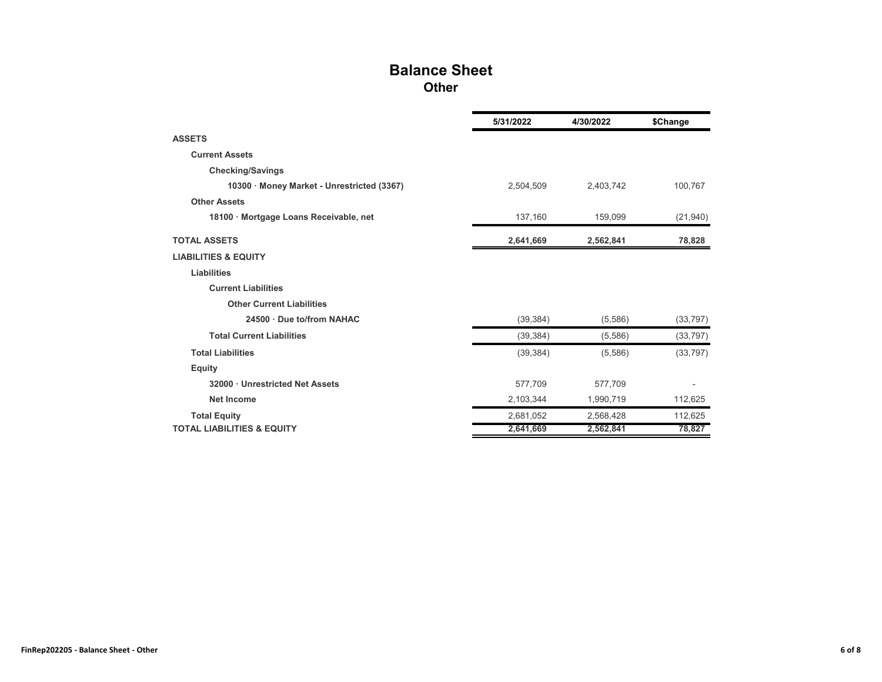# Balance Sheet
## Other

| | 5/31/2022 | 4/30/2022 | $Change |
|---|---|---|---|
| **ASSETS** | | | |
| **Current Assets** | | | |
| **Checking/Savings** | | | |
| **10300 · Money Market - Unrestricted (3367)** | 2,504,509 | 2,403,742 | 100,767 |
| **Other Assets** | | | |
| **18100 · Mortgage Loans Receivable, net** | 137,160 | 159,099 | (21,940) |
| **TOTAL ASSETS** | **2,641,669** | **2,562,841** | **78,828** |
| **LIABILITIES & EQUITY** | | | |
| **Liabilities** | | | |
| **Current Liabilities** | | | |
| **Other Current Liabilities** | | | |
| **24500 · Due to/from NAHAC** | (39,384) | (5,586) | (33,797) |
| **Total Current Liabilities** | (39,384) | (5,586) | (33,797) |
| **Total Liabilities** | (39,384) | (5,586) | (33,797) |
| **Equity** | | | |
| **32000 · Unrestricted Net Assets** | 577,709 | 577,709 | - |
| **Net Income** | 2,103,344 | 1,990,719 | 112,625 |
| **Total Equity** | 2,681,052 | 2,568,428 | 112,625 |
| **TOTAL LIABILITIES & EQUITY** | **2,641,669** | **2,562,841** | **78,827** |

FinRep202205 - Balance Sheet - Other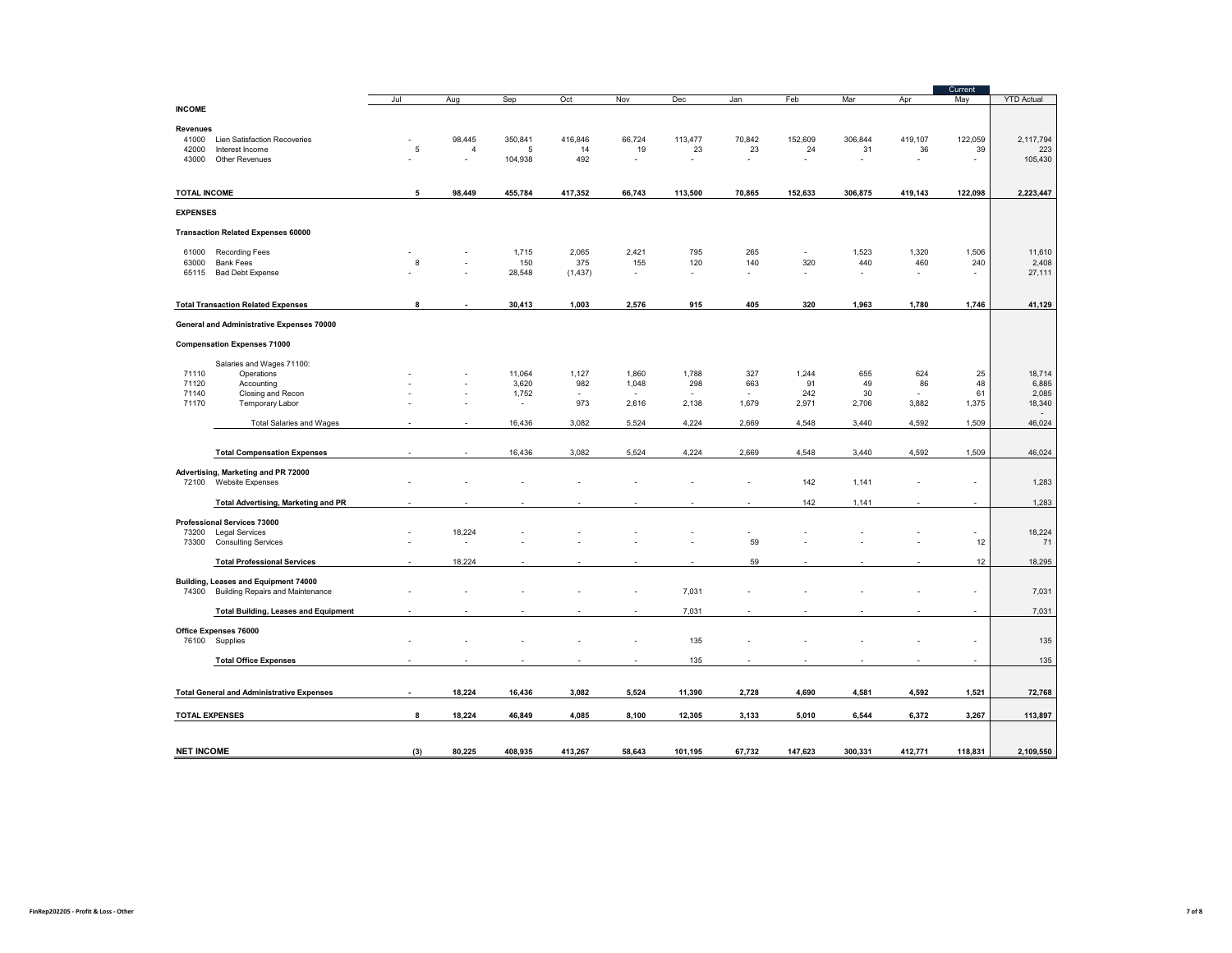| | | Jul | Aug | Sep | Oct | Nov | Dec | Jan | Feb | Mar | Apr | Current May | YTD Actual |
|---|---|---|---|---|---|---|---|---|---|---|---|---|---|
| **INCOME** | | | | | | | | | | | | | |
| **Revenues** | | | | | | | | | | | | | |
| 41000 | Lien Satisfaction Recoveries | - | 98,445 | 350,841 | 416,846 | 66,724 | 113,477 | 70,842 | 152,609 | 306,844 | 419,107 | 122,059 | 2,117,794 |
| 42000 | Interest Income | 5 | 4 | 5 | 14 | 19 | 23 | 23 | 24 | 31 | 36 | 39 | 223 |
| 43000 | Other Revenues | - | - | 104,938 | 492 | - | - | - | - | - | - | - | 105,430 |
| **TOTAL INCOME** | | **5** | **98,449** | **455,784** | **417,352** | **66,743** | **113,500** | **70,865** | **152,633** | **306,875** | **419,143** | **122,098** | **2,223,447** |
| **EXPENSES** | | | | | | | | | | | | | |
| **Transaction Related Expenses 60000** | | | | | | | | | | | | | |
| 61000 | Recording Fees | - | - | 1,715 | 2,065 | 2,421 | 795 | 265 | - | 1,523 | 1,320 | 1,506 | 11,610 |
| 63000 | Bank Fees | 8 | - | 150 | 375 | 155 | 120 | 140 | 320 | 440 | 460 | 240 | 2,408 |
| 65115 | Bad Debt Expense | - | - | 28,548 | (1,437) | - | - | - | - | - | - | - | 27,111 |
| **Total Transaction Related Expenses** | | **8** | **-** | **30,413** | **1,003** | **2,576** | **915** | **405** | **320** | **1,963** | **1,780** | **1,746** | **41,129** |
| **General and Administrative Expenses 70000** | | | | | | | | | | | | | |
| **Compensation Expenses 71000** | | | | | | | | | | | | | |
| | Salaries and Wages 71100: | | | | | | | | | | | | |
| 71110 | Operations | - | - | 11,064 | 1,127 | 1,860 | 1,788 | 327 | 1,244 | 655 | 624 | 25 | 18,714 |
| 71120 | Accounting | - | - | 3,620 | 982 | 1,048 | 298 | 663 | 91 | 49 | 86 | 48 | 6,885 |
| 71140 | Closing and Recon | - | - | 1,752 | - | - | - | - | 242 | 30 | - | 61 | 2,085 |
| 71170 | Temporary Labor | - | - | - | 973 | 2,616 | 2,138 | 1,679 | 2,971 | 2,706 | 3,882 | 1,375 | 18,340 |
| | Total Salaries and Wages | - | - | 16,436 | 3,082 | 5,524 | 4,224 | 2,669 | 4,548 | 3,440 | 4,592 | 1,509 | 46,024 |
| | **Total Compensation Expenses** | - | - | 16,436 | 3,082 | 5,524 | 4,224 | 2,669 | 4,548 | 3,440 | 4,592 | 1,509 | 46,024 |
| **Advertising, Marketing and PR 72000** | | | | | | | | | | | | | |
| 72100 | Website Expenses | - | - | - | - | - | - | - | 142 | 1,141 | - | - | 1,283 |
| | **Total Advertising, Marketing and PR** | - | - | - | - | - | - | - | 142 | 1,141 | - | - | 1,283 |
| **Professional Services 73000** | | | | | | | | | | | | | |
| 73200 | Legal Services | - | 18,224 | - | - | - | - | - | - | - | - | - | 18,224 |
| 73300 | Consulting Services | - | - | - | - | - | - | 59 | - | - | - | 12 | 71 |
| | **Total Professional Services** | - | 18,224 | - | - | - | - | 59 | - | - | - | 12 | 18,295 |
| **Building, Leases and Equipment 74000** | | | | | | | | | | | | | |
| 74300 | Building Repairs and Maintenance | - | - | - | - | - | 7,031 | - | - | - | - | - | 7,031 |
| | **Total Building, Leases and Equipment** | - | - | - | - | - | 7,031 | - | - | - | - | - | 7,031 |
| **Office Expenses 76000** | | | | | | | | | | | | | |
| 76100 | Supplies | - | - | - | - | - | 135 | - | - | - | - | - | 135 |
| | **Total Office Expenses** | - | - | - | - | - | 135 | - | - | - | - | - | 135 |
| **Total General and Administrative Expenses** | | **-** | **18,224** | **16,436** | **3,082** | **5,524** | **11,390** | **2,728** | **4,690** | **4,581** | **4,592** | **1,521** | **72,768** |
| **TOTAL EXPENSES** | | **8** | **18,224** | **46,849** | **4,085** | **8,100** | **12,305** | **3,133** | **5,010** | **6,544** | **6,372** | **3,267** | **113,897** |
| **NET INCOME** | | **(3)** | **80,225** | **408,935** | **413,267** | **58,643** | **101,195** | **67,732** | **147,623** | **300,331** | **412,771** | **118,831** | **2,109,550** |

FinRep202205 - Profit & Loss - Other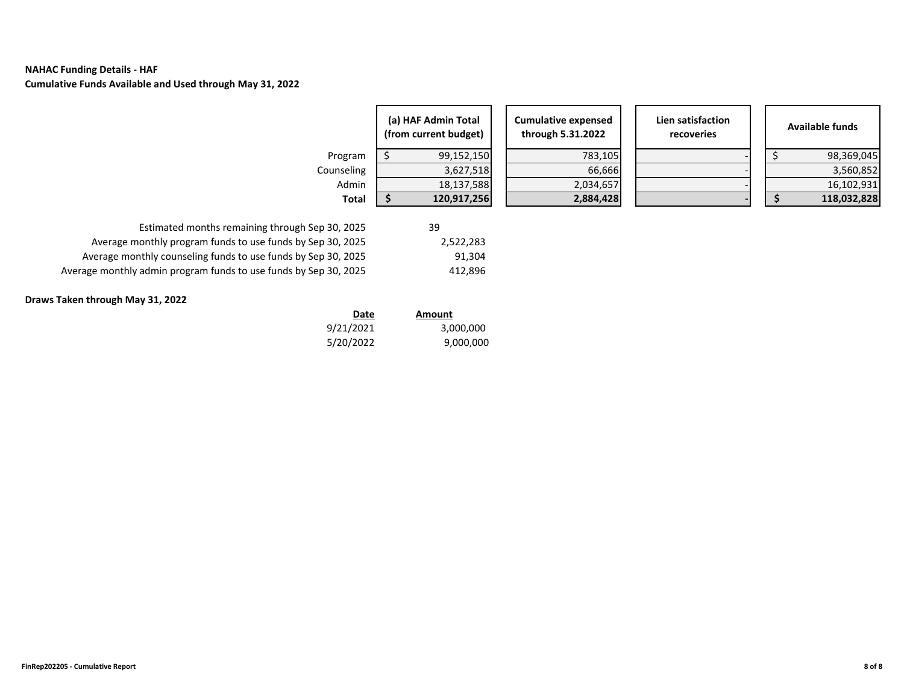**NAHAC Funding Details - HAF**
**Cumulative Funds Available and Used through May 31, 2022**

| | (a) HAF Admin Total (from current budget) | Cumulative expensed through 5.31.2022 | Lien satisfaction recoveries | Available funds |
|---|---|---|---|---|
| Program | $ 99,152,150 | 783,105 | - | $ 98,369,045 |
| Counseling | 3,627,518 | 66,666 | - | 3,560,852 |
| Admin | 18,137,588 | 2,034,657 | - | 16,102,931 |
| **Total** | **$ 120,917,256** | **2,884,428** | **-** | **$ 118,032,828** |

| | |
|---|---|
| Estimated months remaining through Sep 30, 2025 | 39 |
| Average monthly program funds to use funds by Sep 30, 2025 | 2,522,283 |
| Average monthly counseling funds to use funds by Sep 30, 2025 | 91,304 |
| Average monthly admin program funds to use funds by Sep 30, 2025 | 412,896 |

**Draws Taken through May 31, 2022**

| Date | Amount |
|---|---|
| 9/21/2021 | 3,000,000 |
| 5/20/2022 | 9,000,000 |